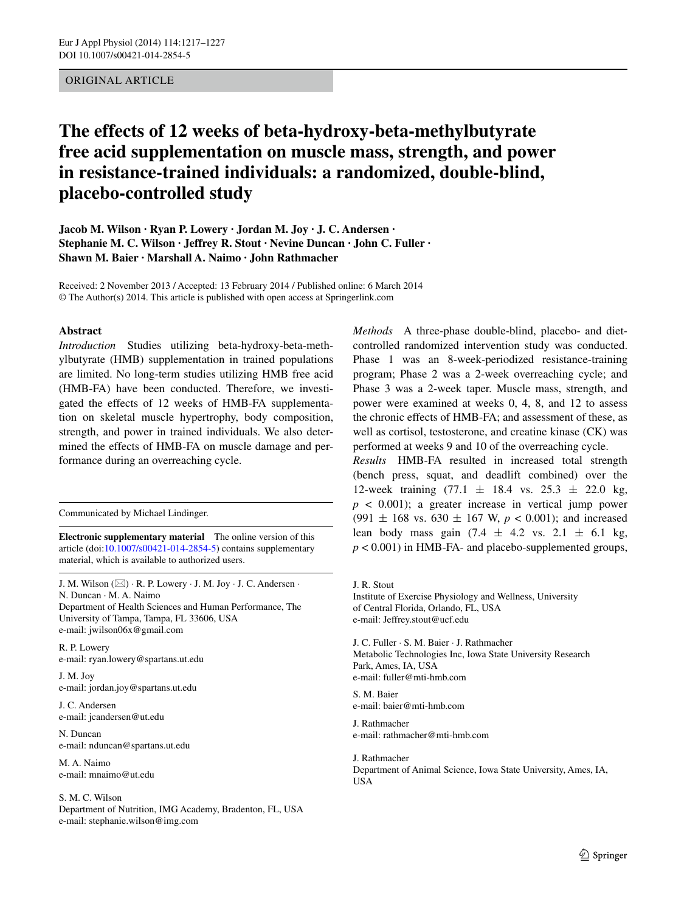ORIGINAL ARTICLE

# The effects of 12 weeks of beta-hydroxy-beta-methylbutyrate free acid supplementation on muscle mass, strength, and power in resistance-trained individuals: a randomized, double-blind, placebo-controlled study

**Jacob M. Wilson · Ryan P. Lowery · Jordan M. Joy · J. C. Andersen · Stephanie M. C. Wilson · Jeffrey R. Stout · Nevine Duncan · John C. Fuller · Shawn M. Baier · Marshall A. Naimo · John Rathmacher**

Received: 2 November 2013 / Accepted: 13 February 2014 / Published online: 6 March 2014
© The Author(s) 2014. This article is published with open access at Springerlink.com

## Abstract

*Introduction* Studies utilizing beta-hydroxy-beta-methylbutyrate (HMB) supplementation in trained populations are limited. No long-term studies utilizing HMB free acid (HMB-FA) have been conducted. Therefore, we investigated the effects of 12 weeks of HMB-FA supplementation on skeletal muscle hypertrophy, body composition, strength, and power in trained individuals. We also determined the effects of HMB-FA on muscle damage and performance during an overreaching cycle.

*Methods* A three-phase double-blind, placebo- and diet-controlled randomized intervention study was conducted. Phase 1 was an 8-week-periodized resistance-training program; Phase 2 was a 2-week overreaching cycle; and Phase 3 was a 2-week taper. Muscle mass, strength, and power were examined at weeks 0, 4, 8, and 12 to assess the chronic effects of HMB-FA; and assessment of these, as well as cortisol, testosterone, and creatine kinase (CK) was performed at weeks 9 and 10 of the overreaching cycle.

*Results* HMB-FA resulted in increased total strength (bench press, squat, and deadlift combined) over the 12-week training ($77.1 \pm 18.4$ vs. $25.3 \pm 22.0$ kg, $p < 0.001$); a greater increase in vertical jump power ($991 \pm 168$ vs. $630 \pm 167$ W, $p < 0.001$); and increased lean body mass gain ($7.4 \pm 4.2$ vs. $2.1 \pm 6.1$ kg, $p < 0.001$) in HMB-FA- and placebo-supplemented groups,

---

Communicated by Michael Lindinger.

**Electronic supplementary material** The online version of this article (doi:10.1007/s00421-014-2854-5) contains supplementary material, which is available to authorized users.

J. M. Wilson (✉) · R. P. Lowery · J. M. Joy · J. C. Andersen · N. Duncan · M. A. Naimo
Department of Health Sciences and Human Performance, The University of Tampa, Tampa, FL 33606, USA
e-mail: jwilson06x@gmail.com

R. P. Lowery
e-mail: ryan.lowery@spartans.ut.edu

J. M. Joy
e-mail: jordan.joy@spartans.ut.edu

J. C. Andersen
e-mail: jcandersen@ut.edu

N. Duncan
e-mail: nduncan@spartans.ut.edu

M. A. Naimo
e-mail: mnaimo@ut.edu

S. M. C. Wilson
Department of Nutrition, IMG Academy, Bradenton, FL, USA
e-mail: stephanie.wilson@img.com

J. R. Stout
Institute of Exercise Physiology and Wellness, University of Central Florida, Orlando, FL, USA
e-mail: Jeffrey.stout@ucf.edu

J. C. Fuller · S. M. Baier · J. Rathmacher
Metabolic Technologies Inc, Iowa State University Research Park, Ames, IA, USA
e-mail: fuller@mti-hmb.com

S. M. Baier
e-mail: baier@mti-hmb.com

J. Rathmacher
e-mail: rathmacher@mti-hmb.com

J. Rathmacher
Department of Animal Science, Iowa State University, Ames, IA, USA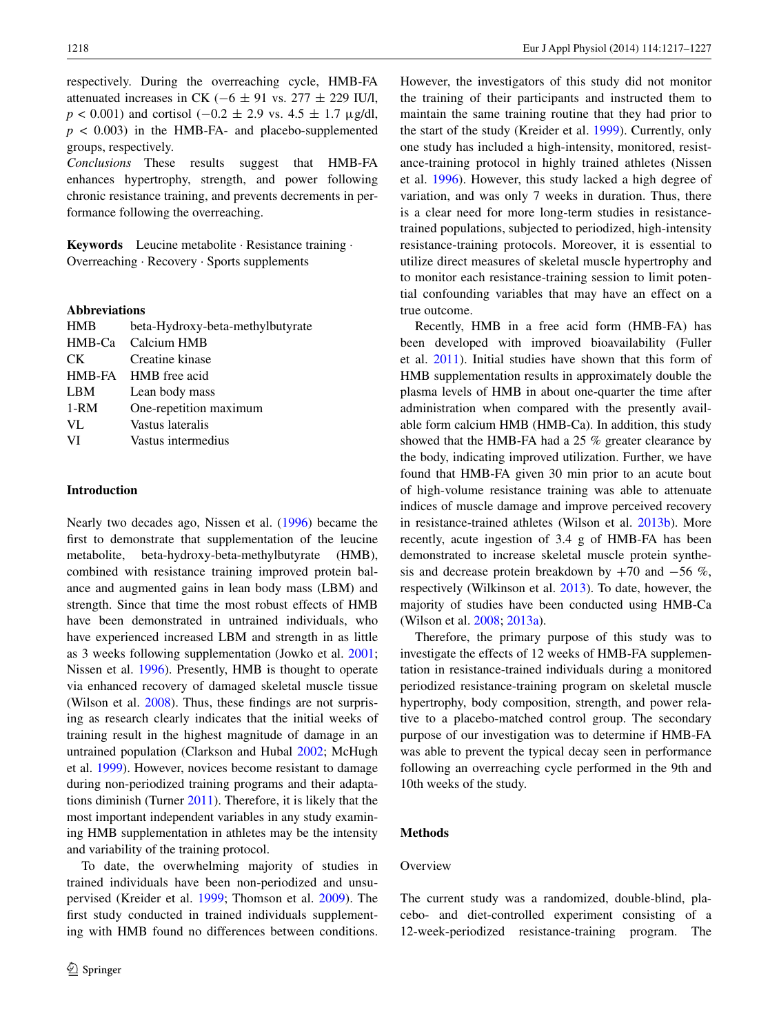respectively. During the overreaching cycle, HMB-FA attenuated increases in CK ($-6 \pm 91$ vs. $277 \pm 229$ IU/l, $p < 0.001$) and cortisol ($-0.2 \pm 2.9$ vs. $4.5 \pm 1.7$ μg/dl, $p < 0.003$) in the HMB-FA- and placebo-supplemented groups, respectively.

*Conclusions* These results suggest that HMB-FA enhances hypertrophy, strength, and power following chronic resistance training, and prevents decrements in performance following the overreaching.

**Keywords** Leucine metabolite · Resistance training · Overreaching · Recovery · Sports supplements

**Abbreviations**

| | |
|---|---|
| HMB | beta-Hydroxy-beta-methylbutyrate |
| HMB-Ca | Calcium HMB |
| CK | Creatine kinase |
| HMB-FA | HMB free acid |
| LBM | Lean body mass |
| 1-RM | One-repetition maximum |
| VL | Vastus lateralis |
| VI | Vastus intermedius |

## Introduction

Nearly two decades ago, Nissen et al. (1996) became the first to demonstrate that supplementation of the leucine metabolite, beta-hydroxy-beta-methylbutyrate (HMB), combined with resistance training improved protein balance and augmented gains in lean body mass (LBM) and strength. Since that time the most robust effects of HMB have been demonstrated in untrained individuals, who have experienced increased LBM and strength in as little as 3 weeks following supplementation (Jowko et al. 2001; Nissen et al. 1996). Presently, HMB is thought to operate via enhanced recovery of damaged skeletal muscle tissue (Wilson et al. 2008). Thus, these findings are not surprising as research clearly indicates that the initial weeks of training result in the highest magnitude of damage in an untrained population (Clarkson and Hubal 2002; McHugh et al. 1999). However, novices become resistant to damage during non-periodized training programs and their adaptations diminish (Turner 2011). Therefore, it is likely that the most important independent variables in any study examining HMB supplementation in athletes may be the intensity and variability of the training protocol.

To date, the overwhelming majority of studies in trained individuals have been non-periodized and unsupervised (Kreider et al. 1999; Thomson et al. 2009). The first study conducted in trained individuals supplementing with HMB found no differences between conditions. However, the investigators of this study did not monitor the training of their participants and instructed them to maintain the same training routine that they had prior to the start of the study (Kreider et al. 1999). Currently, only one study has included a high-intensity, monitored, resistance-training protocol in highly trained athletes (Nissen et al. 1996). However, this study lacked a high degree of variation, and was only 7 weeks in duration. Thus, there is a clear need for more long-term studies in resistance-trained populations, subjected to periodized, high-intensity resistance-training protocols. Moreover, it is essential to utilize direct measures of skeletal muscle hypertrophy and to monitor each resistance-training session to limit potential confounding variables that may have an effect on a true outcome.

Recently, HMB in a free acid form (HMB-FA) has been developed with improved bioavailability (Fuller et al. 2011). Initial studies have shown that this form of HMB supplementation results in approximately double the plasma levels of HMB in about one-quarter the time after administration when compared with the presently available form calcium HMB (HMB-Ca). In addition, this study showed that the HMB-FA had a 25 % greater clearance by the body, indicating improved utilization. Further, we have found that HMB-FA given 30 min prior to an acute bout of high-volume resistance training was able to attenuate indices of muscle damage and improve perceived recovery in resistance-trained athletes (Wilson et al. 2013b). More recently, acute ingestion of 3.4 g of HMB-FA has been demonstrated to increase skeletal muscle protein synthesis and decrease protein breakdown by +70 and −56 %, respectively (Wilkinson et al. 2013). To date, however, the majority of studies have been conducted using HMB-Ca (Wilson et al. 2008; 2013a).

Therefore, the primary purpose of this study was to investigate the effects of 12 weeks of HMB-FA supplementation in resistance-trained individuals during a monitored periodized resistance-training program on skeletal muscle hypertrophy, body composition, strength, and power relative to a placebo-matched control group. The secondary purpose of our investigation was to determine if HMB-FA was able to prevent the typical decay seen in performance following an overreaching cycle performed in the 9th and 10th weeks of the study.

## Methods

### Overview

The current study was a randomized, double-blind, placebo- and diet-controlled experiment consisting of a 12-week-periodized resistance-training program. The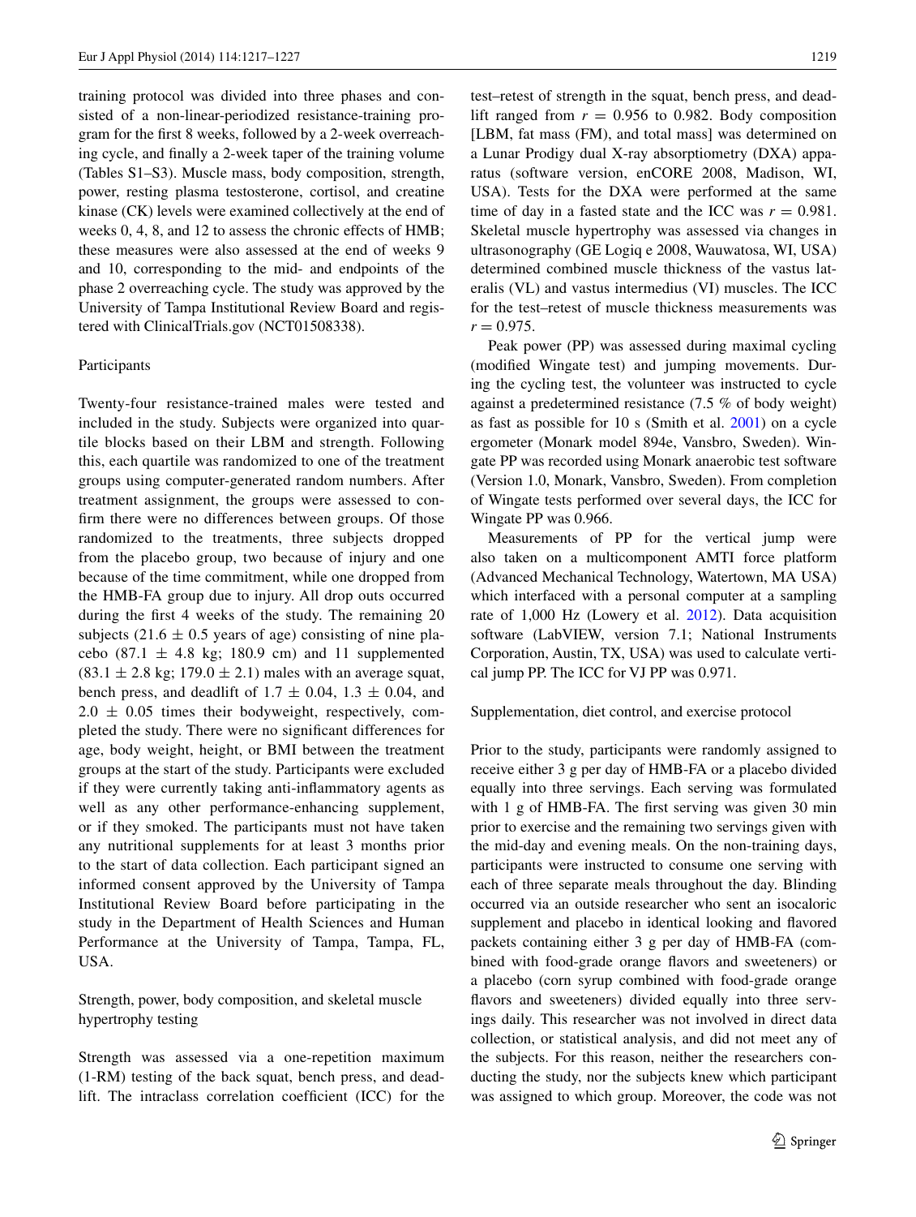training protocol was divided into three phases and consisted of a non-linear-periodized resistance-training program for the first 8 weeks, followed by a 2-week overreaching cycle, and finally a 2-week taper of the training volume (Tables S1–S3). Muscle mass, body composition, strength, power, resting plasma testosterone, cortisol, and creatine kinase (CK) levels were examined collectively at the end of weeks 0, 4, 8, and 12 to assess the chronic effects of HMB; these measures were also assessed at the end of weeks 9 and 10, corresponding to the mid- and endpoints of the phase 2 overreaching cycle. The study was approved by the University of Tampa Institutional Review Board and registered with ClinicalTrials.gov (NCT01508338).

## Participants

Twenty-four resistance-trained males were tested and included in the study. Subjects were organized into quartile blocks based on their LBM and strength. Following this, each quartile was randomized to one of the treatment groups using computer-generated random numbers. After treatment assignment, the groups were assessed to confirm there were no differences between groups. Of those randomized to the treatments, three subjects dropped from the placebo group, two because of injury and one because of the time commitment, while one dropped from the HMB-FA group due to injury. All drop outs occurred during the first 4 weeks of the study. The remaining 20 subjects ($21.6 \pm 0.5$ years of age) consisting of nine placebo ($87.1 \pm 4.8$ kg; 180.9 cm) and 11 supplemented ($83.1 \pm 2.8$ kg; $179.0 \pm 2.1$) males with an average squat, bench press, and deadlift of $1.7 \pm 0.04$, $1.3 \pm 0.04$, and $2.0 \pm 0.05$ times their bodyweight, respectively, completed the study. There were no significant differences for age, body weight, height, or BMI between the treatment groups at the start of the study. Participants were excluded if they were currently taking anti-inflammatory agents as well as any other performance-enhancing supplement, or if they smoked. The participants must not have taken any nutritional supplements for at least 3 months prior to the start of data collection. Each participant signed an informed consent approved by the University of Tampa Institutional Review Board before participating in the study in the Department of Health Sciences and Human Performance at the University of Tampa, Tampa, FL, USA.

## Strength, power, body composition, and skeletal muscle hypertrophy testing

Strength was assessed via a one-repetition maximum (1-RM) testing of the back squat, bench press, and deadlift. The intraclass correlation coefficient (ICC) for the test–retest of strength in the squat, bench press, and deadlift ranged from $r = 0.956$ to 0.982. Body composition [LBM, fat mass (FM), and total mass] was determined on a Lunar Prodigy dual X-ray absorptiometry (DXA) apparatus (software version, enCORE 2008, Madison, WI, USA). Tests for the DXA were performed at the same time of day in a fasted state and the ICC was $r = 0.981$. Skeletal muscle hypertrophy was assessed via changes in ultrasonography (GE Logiq e 2008, Wauwatosa, WI, USA) determined combined muscle thickness of the vastus lateralis (VL) and vastus intermedius (VI) muscles. The ICC for the test–retest of muscle thickness measurements was $r = 0.975$.

Peak power (PP) was assessed during maximal cycling (modified Wingate test) and jumping movements. During the cycling test, the volunteer was instructed to cycle against a predetermined resistance (7.5 % of body weight) as fast as possible for 10 s (Smith et al. 2001) on a cycle ergometer (Monark model 894e, Vansbro, Sweden). Wingate PP was recorded using Monark anaerobic test software (Version 1.0, Monark, Vansbro, Sweden). From completion of Wingate tests performed over several days, the ICC for Wingate PP was 0.966.

Measurements of PP for the vertical jump were also taken on a multicomponent AMTI force platform (Advanced Mechanical Technology, Watertown, MA USA) which interfaced with a personal computer at a sampling rate of 1,000 Hz (Lowery et al. 2012). Data acquisition software (LabVIEW, version 7.1; National Instruments Corporation, Austin, TX, USA) was used to calculate vertical jump PP. The ICC for VJ PP was 0.971.

## Supplementation, diet control, and exercise protocol

Prior to the study, participants were randomly assigned to receive either 3 g per day of HMB-FA or a placebo divided equally into three servings. Each serving was formulated with 1 g of HMB-FA. The first serving was given 30 min prior to exercise and the remaining two servings given with the mid-day and evening meals. On the non-training days, participants were instructed to consume one serving with each of three separate meals throughout the day. Blinding occurred via an outside researcher who sent an isocaloric supplement and placebo in identical looking and flavored packets containing either 3 g per day of HMB-FA (combined with food-grade orange flavors and sweeteners) or a placebo (corn syrup combined with food-grade orange flavors and sweeteners) divided equally into three servings daily. This researcher was not involved in direct data collection, or statistical analysis, and did not meet any of the subjects. For this reason, neither the researchers conducting the study, nor the subjects knew which participant was assigned to which group. Moreover, the code was not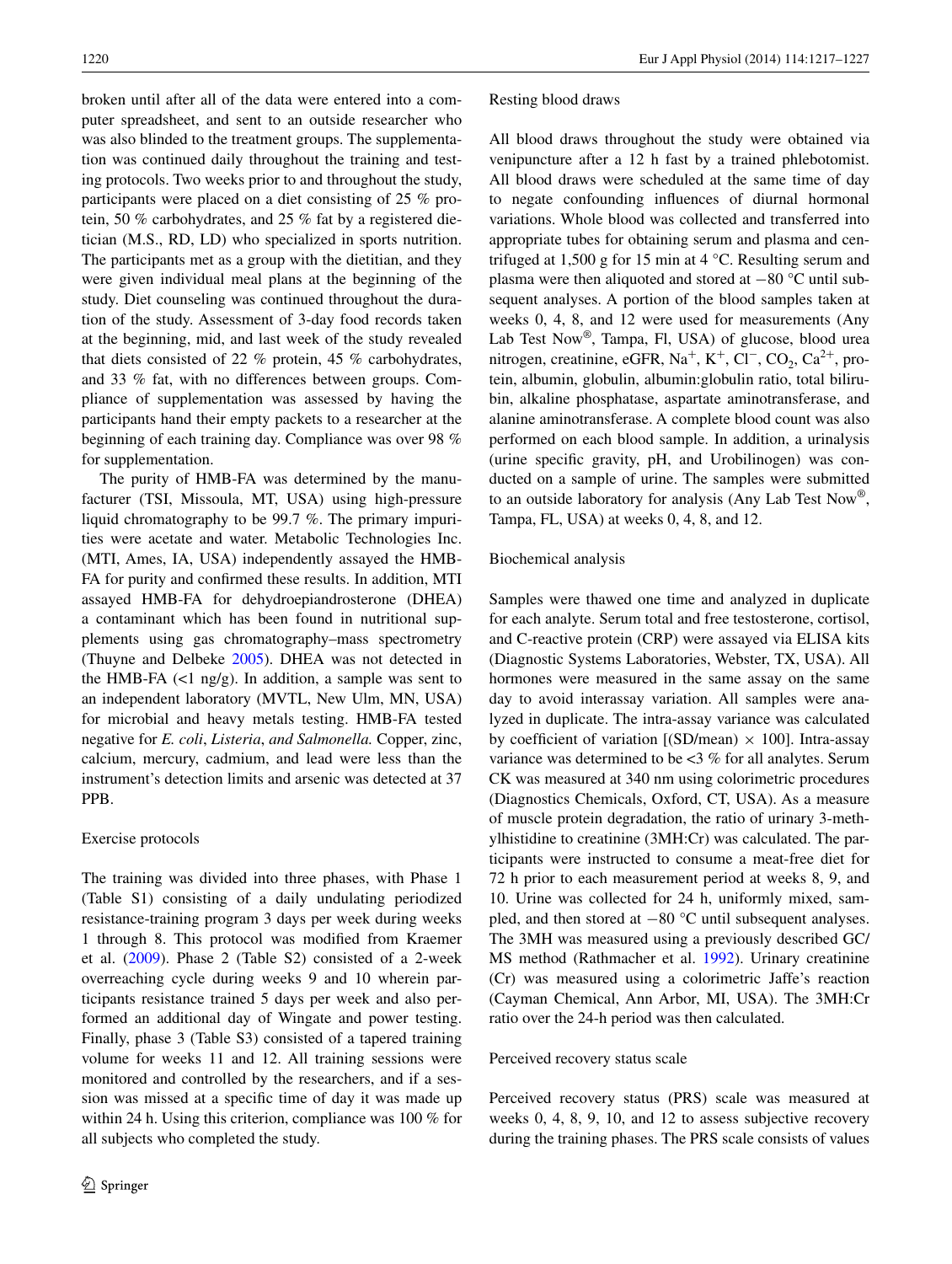broken until after all of the data were entered into a computer spreadsheet, and sent to an outside researcher who was also blinded to the treatment groups. The supplementation was continued daily throughout the training and testing protocols. Two weeks prior to and throughout the study, participants were placed on a diet consisting of 25 % protein, 50 % carbohydrates, and 25 % fat by a registered dietician (M.S., RD, LD) who specialized in sports nutrition. The participants met as a group with the dietitian, and they were given individual meal plans at the beginning of the study. Diet counseling was continued throughout the duration of the study. Assessment of 3-day food records taken at the beginning, mid, and last week of the study revealed that diets consisted of 22 % protein, 45 % carbohydrates, and 33 % fat, with no differences between groups. Compliance of supplementation was assessed by having the participants hand their empty packets to a researcher at the beginning of each training day. Compliance was over 98 % for supplementation.

The purity of HMB-FA was determined by the manufacturer (TSI, Missoula, MT, USA) using high-pressure liquid chromatography to be 99.7 %. The primary impurities were acetate and water. Metabolic Technologies Inc. (MTI, Ames, IA, USA) independently assayed the HMB-FA for purity and confirmed these results. In addition, MTI assayed HMB-FA for dehydroepiandrosterone (DHEA) a contaminant which has been found in nutritional supplements using gas chromatography–mass spectrometry (Thuyne and Delbeke 2005). DHEA was not detected in the HMB-FA (<1 ng/g). In addition, a sample was sent to an independent laboratory (MVTL, New Ulm, MN, USA) for microbial and heavy metals testing. HMB-FA tested negative for *E. coli*, *Listeria*, *and Salmonella.* Copper, zinc, calcium, mercury, cadmium, and lead were less than the instrument's detection limits and arsenic was detected at 37 PPB.

### Exercise protocols

The training was divided into three phases, with Phase 1 (Table S1) consisting of a daily undulating periodized resistance-training program 3 days per week during weeks 1 through 8. This protocol was modified from Kraemer et al. (2009). Phase 2 (Table S2) consisted of a 2-week overreaching cycle during weeks 9 and 10 wherein participants resistance trained 5 days per week and also performed an additional day of Wingate and power testing. Finally, phase 3 (Table S3) consisted of a tapered training volume for weeks 11 and 12. All training sessions were monitored and controlled by the researchers, and if a session was missed at a specific time of day it was made up within 24 h. Using this criterion, compliance was 100 % for all subjects who completed the study.

### Resting blood draws

All blood draws throughout the study were obtained via venipuncture after a 12 h fast by a trained phlebotomist. All blood draws were scheduled at the same time of day to negate confounding influences of diurnal hormonal variations. Whole blood was collected and transferred into appropriate tubes for obtaining serum and plasma and centrifuged at 1,500 g for 15 min at 4 °C. Resulting serum and plasma were then aliquoted and stored at −80 °C until subsequent analyses. A portion of the blood samples taken at weeks 0, 4, 8, and 12 were used for measurements (Any Lab Test Now®, Tampa, Fl, USA) of glucose, blood urea nitrogen, creatinine, eGFR, $Na^+$, $K^+$, $Cl^-$, $CO_2$, $Ca^{2+}$, protein, albumin, globulin, albumin:globulin ratio, total bilirubin, alkaline phosphatase, aspartate aminotransferase, and alanine aminotransferase. A complete blood count was also performed on each blood sample. In addition, a urinalysis (urine specific gravity, pH, and Urobilinogen) was conducted on a sample of urine. The samples were submitted to an outside laboratory for analysis (Any Lab Test Now®, Tampa, FL, USA) at weeks 0, 4, 8, and 12.

### Biochemical analysis

Samples were thawed one time and analyzed in duplicate for each analyte. Serum total and free testosterone, cortisol, and C-reactive protein (CRP) were assayed via ELISA kits (Diagnostic Systems Laboratories, Webster, TX, USA). All hormones were measured in the same assay on the same day to avoid interassay variation. All samples were analyzed in duplicate. The intra-assay variance was calculated by coefficient of variation [(SD/mean) × 100]. Intra-assay variance was determined to be <3 % for all analytes. Serum CK was measured at 340 nm using colorimetric procedures (Diagnostics Chemicals, Oxford, CT, USA). As a measure of muscle protein degradation, the ratio of urinary 3-methylhistidine to creatinine (3MH:Cr) was calculated. The participants were instructed to consume a meat-free diet for 72 h prior to each measurement period at weeks 8, 9, and 10. Urine was collected for 24 h, uniformly mixed, sampled, and then stored at −80 °C until subsequent analyses. The 3MH was measured using a previously described GC/MS method (Rathmacher et al. 1992). Urinary creatinine (Cr) was measured using a colorimetric Jaffe's reaction (Cayman Chemical, Ann Arbor, MI, USA). The 3MH:Cr ratio over the 24-h period was then calculated.

### Perceived recovery status scale

Perceived recovery status (PRS) scale was measured at weeks 0, 4, 8, 9, 10, and 12 to assess subjective recovery during the training phases. The PRS scale consists of values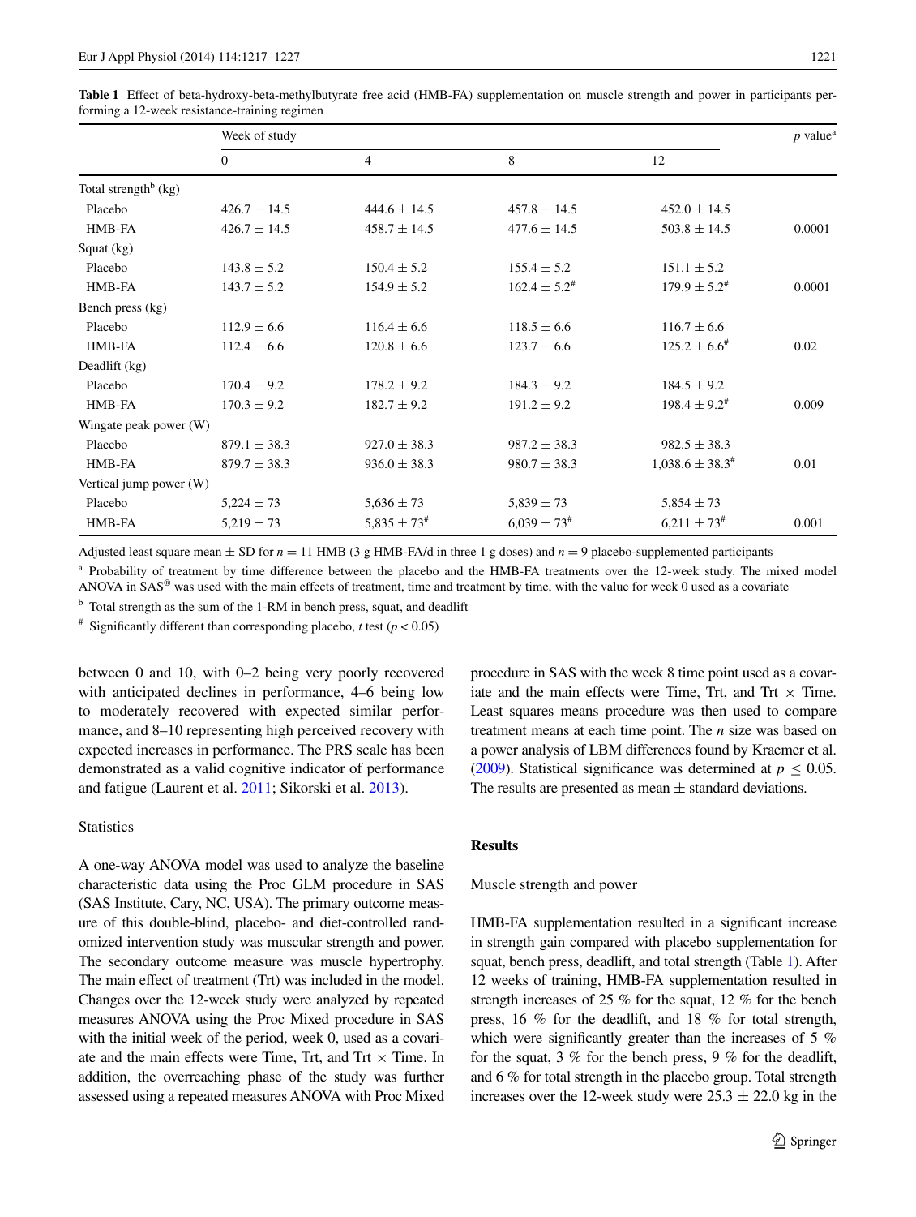**Table 1** Effect of beta-hydroxy-beta-methylbutyrate free acid (HMB-FA) supplementation on muscle strength and power in participants performing a 12-week resistance-training regimen

| | Week of study | | | | $p$ value[a] |
|---|---|---|---|---|---|
| | 0 | 4 | 8 | 12 | |
| Total strength[b] (kg) | | | | | |
| Placebo | 426.7 ± 14.5 | 444.6 ± 14.5 | 457.8 ± 14.5 | 452.0 ± 14.5 | |
| HMB-FA | 426.7 ± 14.5 | 458.7 ± 14.5 | 477.6 ± 14.5 | 503.8 ± 14.5 | 0.0001 |
| Squat (kg) | | | | | |
| Placebo | 143.8 ± 5.2 | 150.4 ± 5.2 | 155.4 ± 5.2 | 151.1 ± 5.2 | |
| HMB-FA | 143.7 ± 5.2 | 154.9 ± 5.2 | 162.4 ± 5.2[#] | 179.9 ± 5.2[#] | 0.0001 |
| Bench press (kg) | | | | | |
| Placebo | 112.9 ± 6.6 | 116.4 ± 6.6 | 118.5 ± 6.6 | 116.7 ± 6.6 | |
| HMB-FA | 112.4 ± 6.6 | 120.8 ± 6.6 | 123.7 ± 6.6 | 125.2 ± 6.6[#] | 0.02 |
| Deadlift (kg) | | | | | |
| Placebo | 170.4 ± 9.2 | 178.2 ± 9.2 | 184.3 ± 9.2 | 184.5 ± 9.2 | |
| HMB-FA | 170.3 ± 9.2 | 182.7 ± 9.2 | 191.2 ± 9.2 | 198.4 ± 9.2[#] | 0.009 |
| Wingate peak power (W) | | | | | |
| Placebo | 879.1 ± 38.3 | 927.0 ± 38.3 | 987.2 ± 38.3 | 982.5 ± 38.3 | |
| HMB-FA | 879.7 ± 38.3 | 936.0 ± 38.3 | 980.7 ± 38.3 | 1,038.6 ± 38.3[#] | 0.01 |
| Vertical jump power (W) | | | | | |
| Placebo | 5,224 ± 73 | 5,636 ± 73 | 5,839 ± 73 | 5,854 ± 73 | |
| HMB-FA | 5,219 ± 73 | 5,835 ± 73[#] | 6,039 ± 73[#] | 6,211 ± 73[#] | 0.001 |

Adjusted least square mean ± SD for $n = 11$ HMB (3 g HMB-FA/d in three 1 g doses) and $n = 9$ placebo-supplemented participants

[a] Probability of treatment by time difference between the placebo and the HMB-FA treatments over the 12-week study. The mixed model ANOVA in SAS® was used with the main effects of treatment, time and treatment by time, with the value for week 0 used as a covariate

[b] Total strength as the sum of the 1-RM in bench press, squat, and deadlift

[#] Significantly different than corresponding placebo, $t$ test ($p < 0.05$)

between 0 and 10, with 0–2 being very poorly recovered with anticipated declines in performance, 4–6 being low to moderately recovered with expected similar performance, and 8–10 representing high perceived recovery with expected increases in performance. The PRS scale has been demonstrated as a valid cognitive indicator of performance and fatigue (Laurent et al. 2011; Sikorski et al. 2013).

### Statistics

A one-way ANOVA model was used to analyze the baseline characteristic data using the Proc GLM procedure in SAS (SAS Institute, Cary, NC, USA). The primary outcome measure of this double-blind, placebo- and diet-controlled randomized intervention study was muscular strength and power. The secondary outcome measure was muscle hypertrophy. The main effect of treatment (Trt) was included in the model. Changes over the 12-week study were analyzed by repeated measures ANOVA using the Proc Mixed procedure in SAS with the initial week of the period, week 0, used as a covariate and the main effects were Time, Trt, and Trt × Time. In addition, the overreaching phase of the study was further assessed using a repeated measures ANOVA with Proc Mixed procedure in SAS with the week 8 time point used as a covariate and the main effects were Time, Trt, and Trt × Time. Least squares means procedure was then used to compare treatment means at each time point. The $n$ size was based on a power analysis of LBM differences found by Kraemer et al. (2009). Statistical significance was determined at $p \leq 0.05$. The results are presented as mean ± standard deviations.

## Results

### Muscle strength and power

HMB-FA supplementation resulted in a significant increase in strength gain compared with placebo supplementation for squat, bench press, deadlift, and total strength (Table 1). After 12 weeks of training, HMB-FA supplementation resulted in strength increases of 25 % for the squat, 12 % for the bench press, 16 % for the deadlift, and 18 % for total strength, which were significantly greater than the increases of 5 % for the squat, 3 % for the bench press, 9 % for the deadlift, and 6 % for total strength in the placebo group. Total strength increases over the 12-week study were 25.3 ± 22.0 kg in the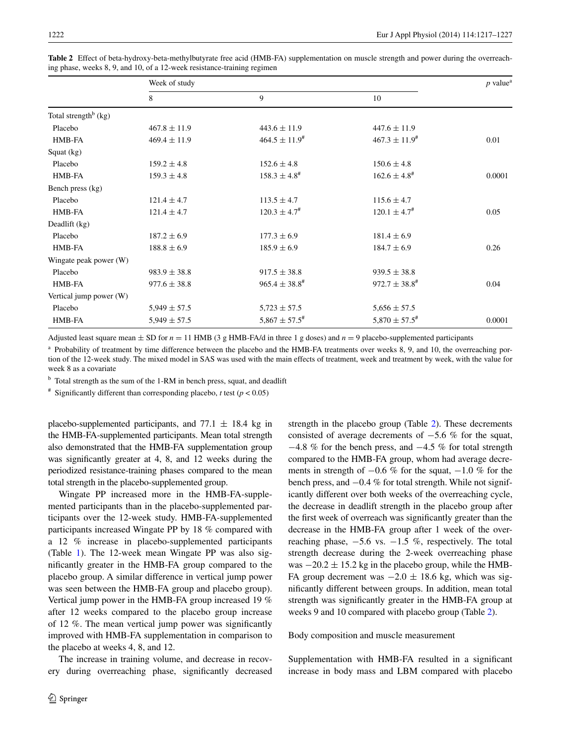**Table 2** Effect of beta-hydroxy-beta-methylbutyrate free acid (HMB-FA) supplementation on muscle strength and power during the overreaching phase, weeks 8, 9, and 10, of a 12-week resistance-training regimen

| | Week of study | | | $p$ value[a] |
|---|---|---|---|---|
| | 8 | 9 | 10 | |
| Total strength[b] (kg) | | | | |
| Placebo | 467.8 ± 11.9 | 443.6 ± 11.9 | 447.6 ± 11.9 | |
| HMB-FA | 469.4 ± 11.9 | 464.5 ± 11.9[#] | 467.3 ± 11.9[#] | 0.01 |
| Squat (kg) | | | | |
| Placebo | 159.2 ± 4.8 | 152.6 ± 4.8 | 150.6 ± 4.8 | |
| HMB-FA | 159.3 ± 4.8 | 158.3 ± 4.8[#] | 162.6 ± 4.8[#] | 0.0001 |
| Bench press (kg) | | | | |
| Placebo | 121.4 ± 4.7 | 113.5 ± 4.7 | 115.6 ± 4.7 | |
| HMB-FA | 121.4 ± 4.7 | 120.3 ± 4.7[#] | 120.1 ± 4.7[#] | 0.05 |
| Deadlift (kg) | | | | |
| Placebo | 187.2 ± 6.9 | 177.3 ± 6.9 | 181.4 ± 6.9 | |
| HMB-FA | 188.8 ± 6.9 | 185.9 ± 6.9 | 184.7 ± 6.9 | 0.26 |
| Wingate peak power (W) | | | | |
| Placebo | 983.9 ± 38.8 | 917.5 ± 38.8 | 939.5 ± 38.8 | |
| HMB-FA | 977.6 ± 38.8 | 965.4 ± 38.8[#] | 972.7 ± 38.8[#] | 0.04 |
| Vertical jump power (W) | | | | |
| Placebo | 5,949 ± 57.5 | 5,723 ± 57.5 | 5,656 ± 57.5 | |
| HMB-FA | 5,949 ± 57.5 | 5,867 ± 57.5[#] | 5,870 ± 57.5[#] | 0.0001 |

Adjusted least square mean ± SD for $n = 11$ HMB (3 g HMB-FA/d in three 1 g doses) and $n = 9$ placebo-supplemented participants

[a] Probability of treatment by time difference between the placebo and the HMB-FA treatments over weeks 8, 9, and 10, the overreaching portion of the 12-week study. The mixed model in SAS was used with the main effects of treatment, week and treatment by week, with the value for week 8 as a covariate

[b] Total strength as the sum of the 1-RM in bench press, squat, and deadlift

[#] Significantly different than corresponding placebo, $t$ test ($p < 0.05$)

placebo-supplemented participants, and 77.1 ± 18.4 kg in the HMB-FA-supplemented participants. Mean total strength also demonstrated that the HMB-FA supplementation group was significantly greater at 4, 8, and 12 weeks during the periodized resistance-training phases compared to the mean total strength in the placebo-supplemented group.

Wingate PP increased more in the HMB-FA-supplemented participants than in the placebo-supplemented participants over the 12-week study. HMB-FA-supplemented participants increased Wingate PP by 18 % compared with a 12 % increase in placebo-supplemented participants (Table 1). The 12-week mean Wingate PP was also significantly greater in the HMB-FA group compared to the placebo group. A similar difference in vertical jump power was seen between the HMB-FA group and placebo group). Vertical jump power in the HMB-FA group increased 19 % after 12 weeks compared to the placebo group increase of 12 %. The mean vertical jump power was significantly improved with HMB-FA supplementation in comparison to the placebo at weeks 4, 8, and 12.

The increase in training volume, and decrease in recovery during overreaching phase, significantly decreased strength in the placebo group (Table 2). These decrements consisted of average decrements of −5.6 % for the squat, −4.8 % for the bench press, and −4.5 % for total strength compared to the HMB-FA group, whom had average decrements in strength of −0.6 % for the squat, −1.0 % for the bench press, and −0.4 % for total strength. While not significantly different over both weeks of the overreaching cycle, the decrease in deadlift strength in the placebo group after the first week of overreach was significantly greater than the decrease in the HMB-FA group after 1 week of the overreaching phase, −5.6 vs. −1.5 %, respectively. The total strength decrease during the 2-week overreaching phase was −20.2 ± 15.2 kg in the placebo group, while the HMB-FA group decrement was −2.0 ± 18.6 kg, which was significantly different between groups. In addition, mean total strength was significantly greater in the HMB-FA group at weeks 9 and 10 compared with placebo group (Table 2).

## Body composition and muscle measurement

Supplementation with HMB-FA resulted in a significant increase in body mass and LBM compared with placebo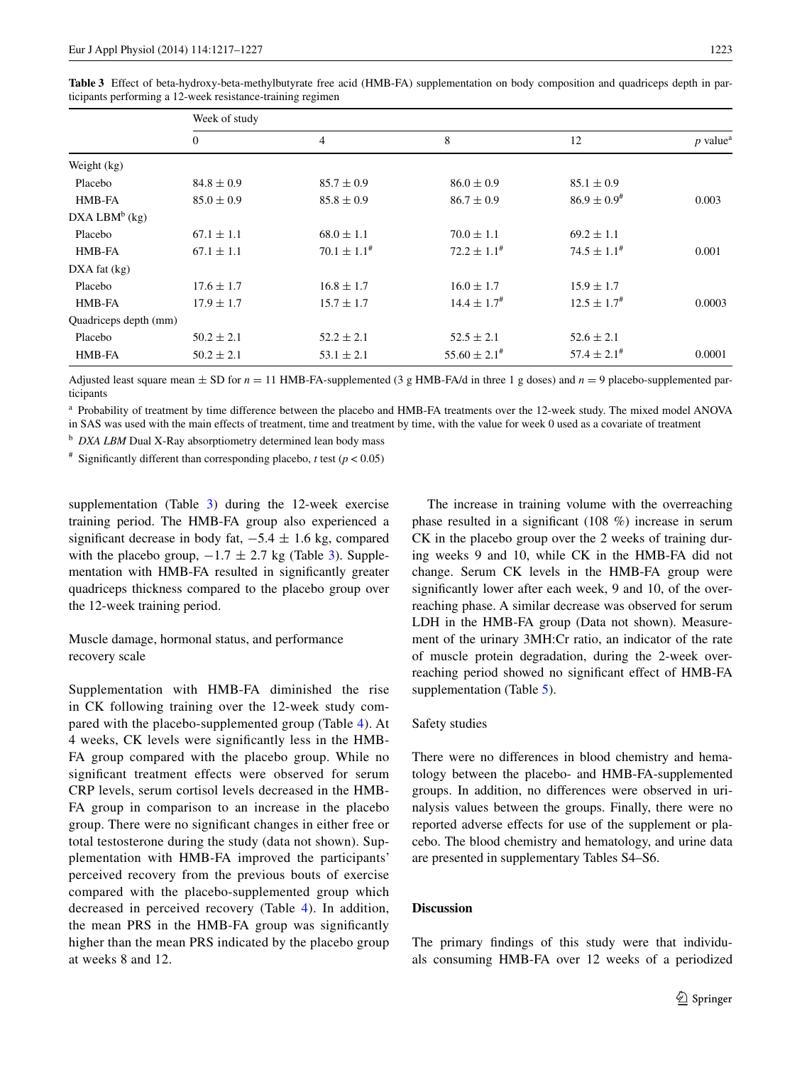**Table 3** Effect of beta-hydroxy-beta-methylbutyrate free acid (HMB-FA) supplementation on body composition and quadriceps depth in participants performing a 12-week resistance-training regimen

| | Week of study | | | | |
|---|---|---|---|---|---|
| | 0 | 4 | 8 | 12 | $p$ value[a] |
| Weight (kg) | | | | | |
| Placebo | 84.8 ± 0.9 | 85.7 ± 0.9 | 86.0 ± 0.9 | 85.1 ± 0.9 | |
| HMB-FA | 85.0 ± 0.9 | 85.8 ± 0.9 | 86.7 ± 0.9 | 86.9 ± 0.9[#] | 0.003 |
| DXA LBM[b] (kg) | | | | | |
| Placebo | 67.1 ± 1.1 | 68.0 ± 1.1 | 70.0 ± 1.1 | 69.2 ± 1.1 | |
| HMB-FA | 67.1 ± 1.1 | 70.1 ± 1.1[#] | 72.2 ± 1.1[#] | 74.5 ± 1.1[#] | 0.001 |
| DXA fat (kg) | | | | | |
| Placebo | 17.6 ± 1.7 | 16.8 ± 1.7 | 16.0 ± 1.7 | 15.9 ± 1.7 | |
| HMB-FA | 17.9 ± 1.7 | 15.7 ± 1.7 | 14.4 ± 1.7[#] | 12.5 ± 1.7[#] | 0.0003 |
| Quadriceps depth (mm) | | | | | |
| Placebo | 50.2 ± 2.1 | 52.2 ± 2.1 | 52.5 ± 2.1 | 52.6 ± 2.1 | |
| HMB-FA | 50.2 ± 2.1 | 53.1 ± 2.1 | 55.60 ± 2.1[#] | 57.4 ± 2.1[#] | 0.0001 |

Adjusted least square mean ± SD for $n = 11$ HMB-FA-supplemented (3 g HMB-FA/d in three 1 g doses) and $n = 9$ placebo-supplemented participants

[a] Probability of treatment by time difference between the placebo and HMB-FA treatments over the 12-week study. The mixed model ANOVA in SAS was used with the main effects of treatment, time and treatment by time, with the value for week 0 used as a covariate of treatment

[b] *DXA LBM* Dual X-Ray absorptiometry determined lean body mass

[#] Significantly different than corresponding placebo, *t* test ($p < 0.05$)

supplementation (Table 3) during the 12-week exercise training period. The HMB-FA group also experienced a significant decrease in body fat, −5.4 ± 1.6 kg, compared with the placebo group, −1.7 ± 2.7 kg (Table 3). Supplementation with HMB-FA resulted in significantly greater quadriceps thickness compared to the placebo group over the 12-week training period.

### Muscle damage, hormonal status, and performance recovery scale

Supplementation with HMB-FA diminished the rise in CK following training over the 12-week study compared with the placebo-supplemented group (Table 4). At 4 weeks, CK levels were significantly less in the HMB-FA group compared with the placebo group. While no significant treatment effects were observed for serum CRP levels, serum cortisol levels decreased in the HMB-FA group in comparison to an increase in the placebo group. There were no significant changes in either free or total testosterone during the study (data not shown). Supplementation with HMB-FA improved the participants' perceived recovery from the previous bouts of exercise compared with the placebo-supplemented group which decreased in perceived recovery (Table 4). In addition, the mean PRS in the HMB-FA group was significantly higher than the mean PRS indicated by the placebo group at weeks 8 and 12.

The increase in training volume with the overreaching phase resulted in a significant (108 %) increase in serum CK in the placebo group over the 2 weeks of training during weeks 9 and 10, while CK in the HMB-FA did not change. Serum CK levels in the HMB-FA group were significantly lower after each week, 9 and 10, of the overreaching phase. A similar decrease was observed for serum LDH in the HMB-FA group (Data not shown). Measurement of the urinary 3MH:Cr ratio, an indicator of the rate of muscle protein degradation, during the 2-week overreaching period showed no significant effect of HMB-FA supplementation (Table 5).

### Safety studies

There were no differences in blood chemistry and hematology between the placebo- and HMB-FA-supplemented groups. In addition, no differences were observed in urinalysis values between the groups. Finally, there were no reported adverse effects for use of the supplement or placebo. The blood chemistry and hematology, and urine data are presented in supplementary Tables S4–S6.

## Discussion

The primary findings of this study were that individuals consuming HMB-FA over 12 weeks of a periodized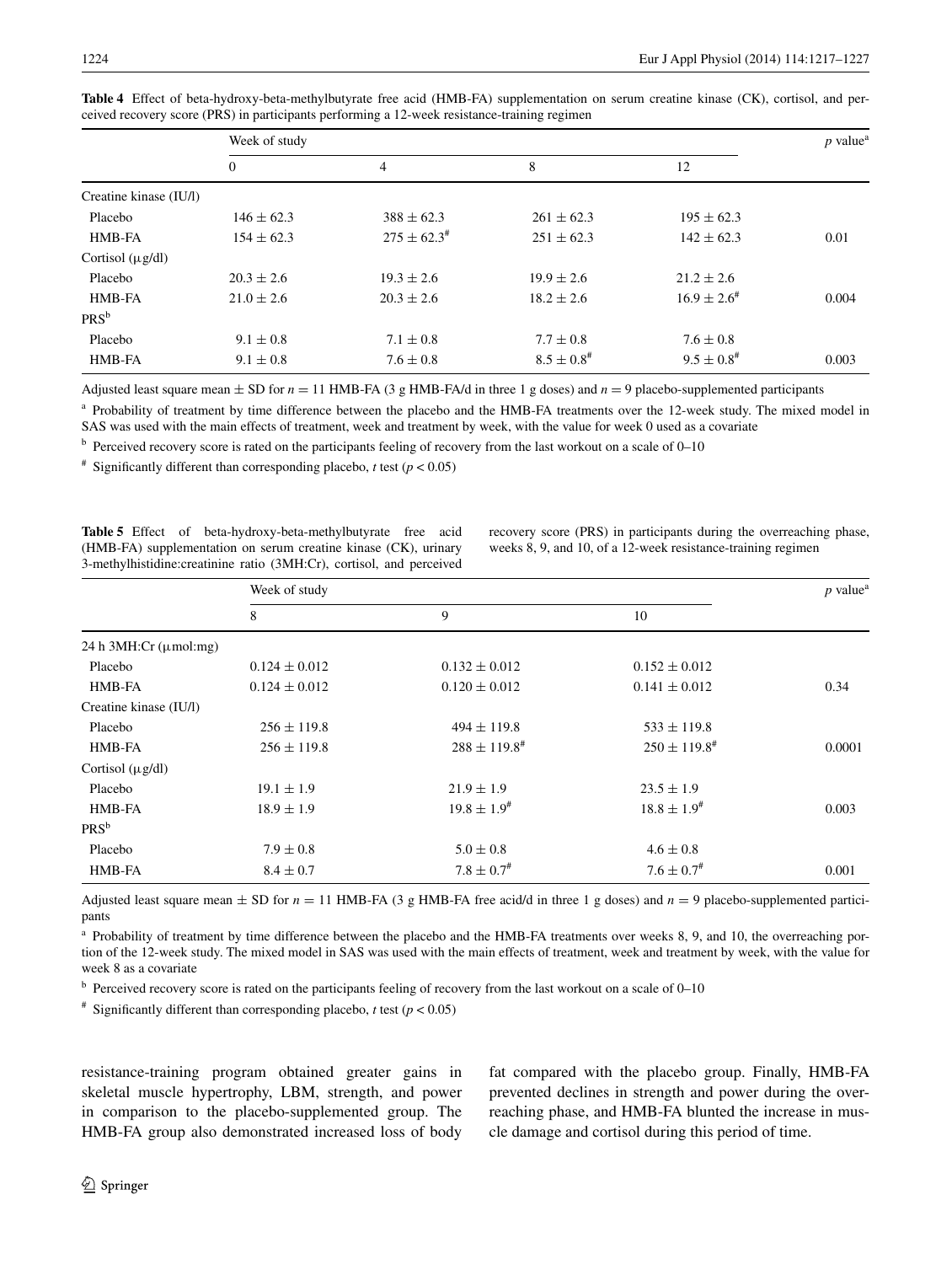**Table 4** Effect of beta-hydroxy-beta-methylbutyrate free acid (HMB-FA) supplementation on serum creatine kinase (CK), cortisol, and perceived recovery score (PRS) in participants performing a 12-week resistance-training regimen

| | Week of study | | | | $p$ value[a] |
|---|---|---|---|---|---|
| | 0 | 4 | 8 | 12 | |
| Creatine kinase (IU/l) | | | | | |
| Placebo | 146 ± 62.3 | 388 ± 62.3 | 261 ± 62.3 | 195 ± 62.3 | |
| HMB-FA | 154 ± 62.3 | 275 ± 62.3[#] | 251 ± 62.3 | 142 ± 62.3 | 0.01 |
| Cortisol (μg/dl) | | | | | |
| Placebo | 20.3 ± 2.6 | 19.3 ± 2.6 | 19.9 ± 2.6 | 21.2 ± 2.6 | |
| HMB-FA | 21.0 ± 2.6 | 20.3 ± 2.6 | 18.2 ± 2.6 | 16.9 ± 2.6[#] | 0.004 |
| PRS[b] | | | | | |
| Placebo | 9.1 ± 0.8 | 7.1 ± 0.8 | 7.7 ± 0.8 | 7.6 ± 0.8 | |
| HMB-FA | 9.1 ± 0.8 | 7.6 ± 0.8 | 8.5 ± 0.8[#] | 9.5 ± 0.8[#] | 0.003 |

Adjusted least square mean ± SD for $n = 11$ HMB-FA (3 g HMB-FA/d in three 1 g doses) and $n = 9$ placebo-supplemented participants

[a] Probability of treatment by time difference between the placebo and the HMB-FA treatments over the 12-week study. The mixed model in SAS was used with the main effects of treatment, week and treatment by week, with the value for week 0 used as a covariate

[b] Perceived recovery score is rated on the participants feeling of recovery from the last workout on a scale of 0–10

[#] Significantly different than corresponding placebo, $t$ test ($p < 0.05$)

**Table 5** Effect of beta-hydroxy-beta-methylbutyrate free acid (HMB-FA) supplementation on serum creatine kinase (CK), urinary 3-methylhistidine:creatinine ratio (3MH:Cr), cortisol, and perceived recovery score (PRS) in participants during the overreaching phase, weeks 8, 9, and 10, of a 12-week resistance-training regimen

| | Week of study | | | $p$ value[a] |
|---|---|---|---|---|
| | 8 | 9 | 10 | |
| 24 h 3MH:Cr (μmol:mg) | | | | |
| Placebo | 0.124 ± 0.012 | 0.132 ± 0.012 | 0.152 ± 0.012 | |
| HMB-FA | 0.124 ± 0.012 | 0.120 ± 0.012 | 0.141 ± 0.012 | 0.34 |
| Creatine kinase (IU/l) | | | | |
| Placebo | 256 ± 119.8 | 494 ± 119.8 | 533 ± 119.8 | |
| HMB-FA | 256 ± 119.8 | 288 ± 119.8[#] | 250 ± 119.8[#] | 0.0001 |
| Cortisol (μg/dl) | | | | |
| Placebo | 19.1 ± 1.9 | 21.9 ± 1.9 | 23.5 ± 1.9 | |
| HMB-FA | 18.9 ± 1.9 | 19.8 ± 1.9[#] | 18.8 ± 1.9[#] | 0.003 |
| PRS[b] | | | | |
| Placebo | 7.9 ± 0.8 | 5.0 ± 0.8 | 4.6 ± 0.8 | |
| HMB-FA | 8.4 ± 0.7 | 7.8 ± 0.7[#] | 7.6 ± 0.7[#] | 0.001 |

Adjusted least square mean ± SD for $n = 11$ HMB-FA (3 g HMB-FA free acid/d in three 1 g doses) and $n = 9$ placebo-supplemented participants

[a] Probability of treatment by time difference between the placebo and the HMB-FA treatments over weeks 8, 9, and 10, the overreaching portion of the 12-week study. The mixed model in SAS was used with the main effects of treatment, week and treatment by week, with the value for week 8 as a covariate

[b] Perceived recovery score is rated on the participants feeling of recovery from the last workout on a scale of 0–10

[#] Significantly different than corresponding placebo, $t$ test ($p < 0.05$)

resistance-training program obtained greater gains in skeletal muscle hypertrophy, LBM, strength, and power in comparison to the placebo-supplemented group. The HMB-FA group also demonstrated increased loss of body fat compared with the placebo group. Finally, HMB-FA prevented declines in strength and power during the overreaching phase, and HMB-FA blunted the increase in muscle damage and cortisol during this period of time.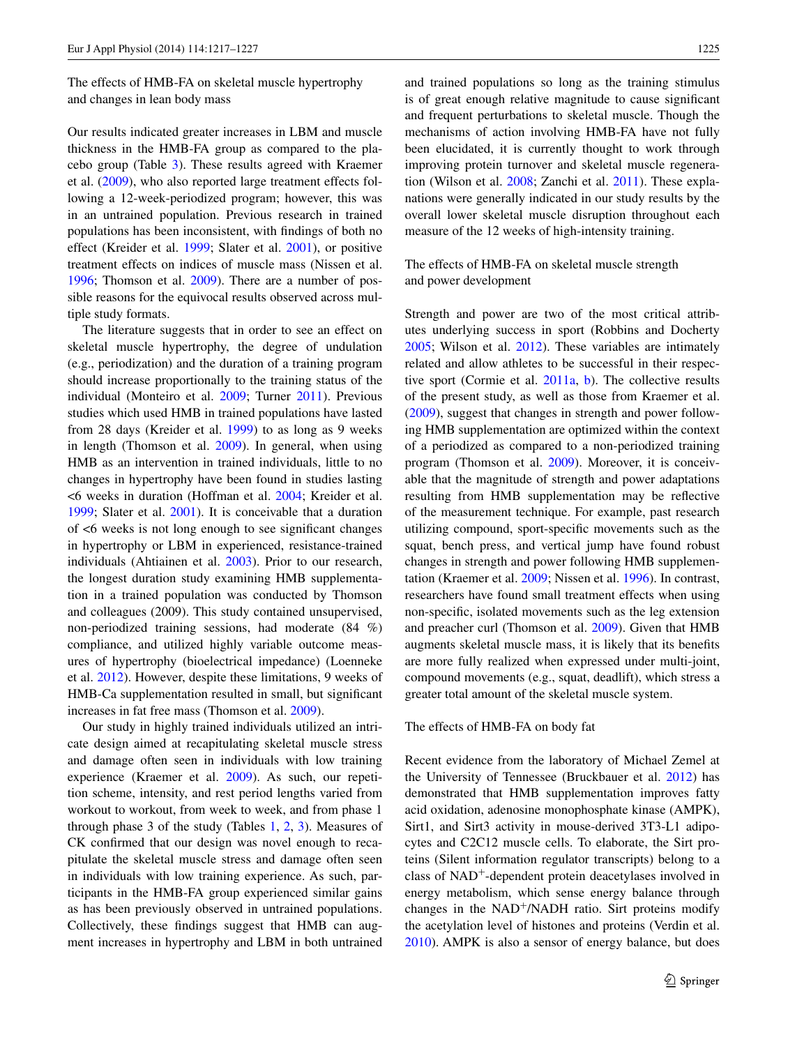### The effects of HMB-FA on skeletal muscle hypertrophy and changes in lean body mass

Our results indicated greater increases in LBM and muscle thickness in the HMB-FA group as compared to the placebo group (Table 3). These results agreed with Kraemer et al. (2009), who also reported large treatment effects following a 12-week-periodized program; however, this was in an untrained population. Previous research in trained populations has been inconsistent, with findings of both no effect (Kreider et al. 1999; Slater et al. 2001), or positive treatment effects on indices of muscle mass (Nissen et al. 1996; Thomson et al. 2009). There are a number of possible reasons for the equivocal results observed across multiple study formats.

The literature suggests that in order to see an effect on skeletal muscle hypertrophy, the degree of undulation (e.g., periodization) and the duration of a training program should increase proportionally to the training status of the individual (Monteiro et al. 2009; Turner 2011). Previous studies which used HMB in trained populations have lasted from 28 days (Kreider et al. 1999) to as long as 9 weeks in length (Thomson et al. 2009). In general, when using HMB as an intervention in trained individuals, little to no changes in hypertrophy have been found in studies lasting <6 weeks in duration (Hoffman et al. 2004; Kreider et al. 1999; Slater et al. 2001). It is conceivable that a duration of <6 weeks is not long enough to see significant changes in hypertrophy or LBM in experienced, resistance-trained individuals (Ahtiainen et al. 2003). Prior to our research, the longest duration study examining HMB supplementation in a trained population was conducted by Thomson and colleagues (2009). This study contained unsupervised, non-periodized training sessions, had moderate (84 %) compliance, and utilized highly variable outcome measures of hypertrophy (bioelectrical impedance) (Loenneke et al. 2012). However, despite these limitations, 9 weeks of HMB-Ca supplementation resulted in small, but significant increases in fat free mass (Thomson et al. 2009).

Our study in highly trained individuals utilized an intricate design aimed at recapitulating skeletal muscle stress and damage often seen in individuals with low training experience (Kraemer et al. 2009). As such, our repetition scheme, intensity, and rest period lengths varied from workout to workout, from week to week, and from phase 1 through phase 3 of the study (Tables 1, 2, 3). Measures of CK confirmed that our design was novel enough to recapitulate the skeletal muscle stress and damage often seen in individuals with low training experience. As such, participants in the HMB-FA group experienced similar gains as has been previously observed in untrained populations. Collectively, these findings suggest that HMB can augment increases in hypertrophy and LBM in both untrained and trained populations so long as the training stimulus is of great enough relative magnitude to cause significant and frequent perturbations to skeletal muscle. Though the mechanisms of action involving HMB-FA have not fully been elucidated, it is currently thought to work through improving protein turnover and skeletal muscle regeneration (Wilson et al. 2008; Zanchi et al. 2011). These explanations were generally indicated in our study results by the overall lower skeletal muscle disruption throughout each measure of the 12 weeks of high-intensity training.

### The effects of HMB-FA on skeletal muscle strength and power development

Strength and power are two of the most critical attributes underlying success in sport (Robbins and Docherty 2005; Wilson et al. 2012). These variables are intimately related and allow athletes to be successful in their respective sport (Cormie et al. 2011a, b). The collective results of the present study, as well as those from Kraemer et al. (2009), suggest that changes in strength and power following HMB supplementation are optimized within the context of a periodized as compared to a non-periodized training program (Thomson et al. 2009). Moreover, it is conceivable that the magnitude of strength and power adaptations resulting from HMB supplementation may be reflective of the measurement technique. For example, past research utilizing compound, sport-specific movements such as the squat, bench press, and vertical jump have found robust changes in strength and power following HMB supplementation (Kraemer et al. 2009; Nissen et al. 1996). In contrast, researchers have found small treatment effects when using non-specific, isolated movements such as the leg extension and preacher curl (Thomson et al. 2009). Given that HMB augments skeletal muscle mass, it is likely that its benefits are more fully realized when expressed under multi-joint, compound movements (e.g., squat, deadlift), which stress a greater total amount of the skeletal muscle system.

### The effects of HMB-FA on body fat

Recent evidence from the laboratory of Michael Zemel at the University of Tennessee (Bruckbauer et al. 2012) has demonstrated that HMB supplementation improves fatty acid oxidation, adenosine monophosphate kinase (AMPK), Sirt1, and Sirt3 activity in mouse-derived 3T3-L1 adipocytes and C2C12 muscle cells. To elaborate, the Sirt proteins (Silent information regulator transcripts) belong to a class of $NAD^+$-dependent protein deacetylases involved in energy metabolism, which sense energy balance through changes in the $NAD^+$/NADH ratio. Sirt proteins modify the acetylation level of histones and proteins (Verdin et al. 2010). AMPK is also a sensor of energy balance, but does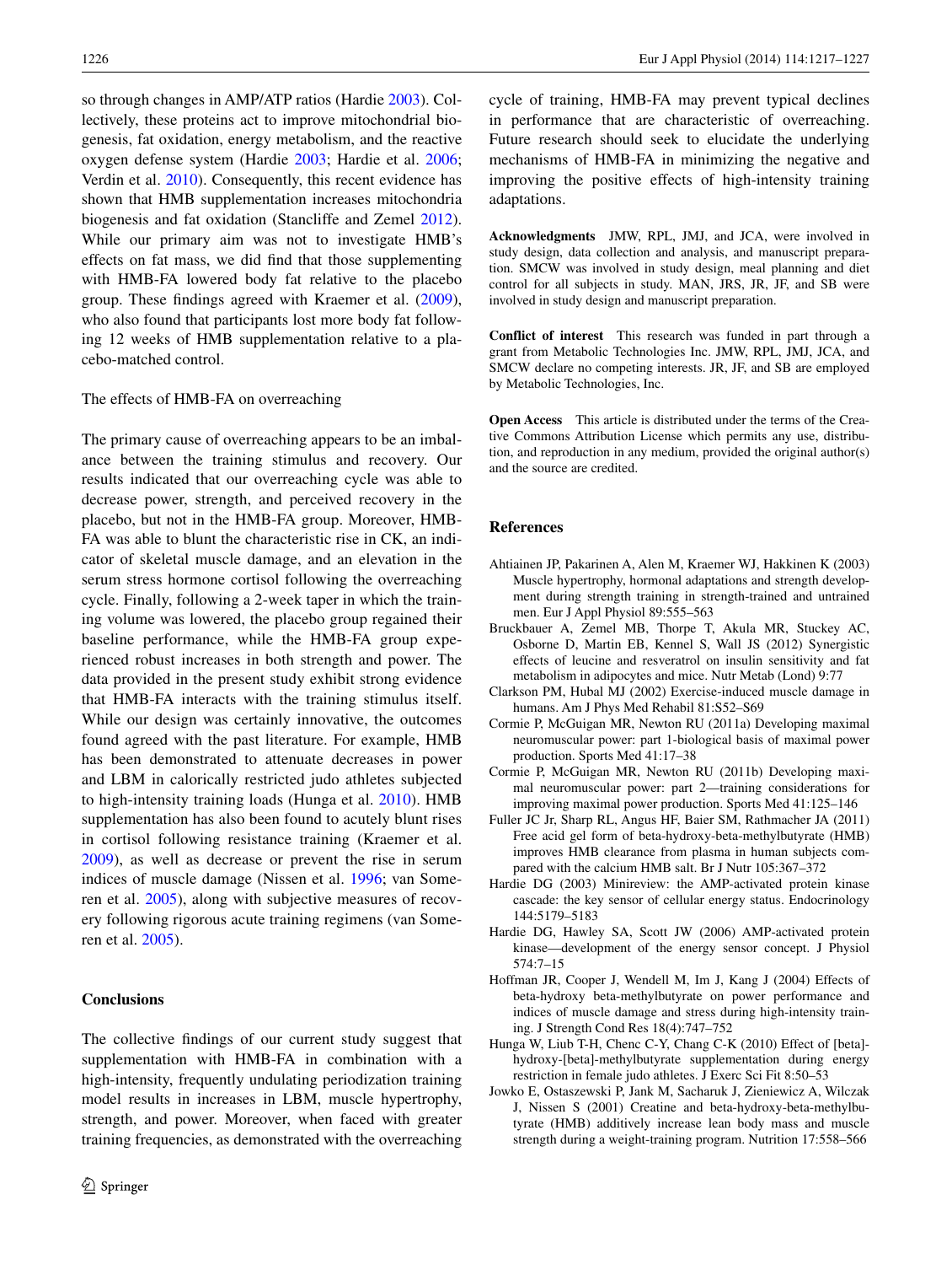so through changes in AMP/ATP ratios (Hardie 2003). Collectively, these proteins act to improve mitochondrial biogenesis, fat oxidation, energy metabolism, and the reactive oxygen defense system (Hardie 2003; Hardie et al. 2006; Verdin et al. 2010). Consequently, this recent evidence has shown that HMB supplementation increases mitochondria biogenesis and fat oxidation (Stancliffe and Zemel 2012). While our primary aim was not to investigate HMB's effects on fat mass, we did find that those supplementing with HMB-FA lowered body fat relative to the placebo group. These findings agreed with Kraemer et al. (2009), who also found that participants lost more body fat following 12 weeks of HMB supplementation relative to a placebo-matched control.

### The effects of HMB-FA on overreaching

The primary cause of overreaching appears to be an imbalance between the training stimulus and recovery. Our results indicated that our overreaching cycle was able to decrease power, strength, and perceived recovery in the placebo, but not in the HMB-FA group. Moreover, HMB-FA was able to blunt the characteristic rise in CK, an indicator of skeletal muscle damage, and an elevation in the serum stress hormone cortisol following the overreaching cycle. Finally, following a 2-week taper in which the training volume was lowered, the placebo group regained their baseline performance, while the HMB-FA group experienced robust increases in both strength and power. The data provided in the present study exhibit strong evidence that HMB-FA interacts with the training stimulus itself. While our design was certainly innovative, the outcomes found agreed with the past literature. For example, HMB has been demonstrated to attenuate decreases in power and LBM in calorically restricted judo athletes subjected to high-intensity training loads (Hunga et al. 2010). HMB supplementation has also been found to acutely blunt rises in cortisol following resistance training (Kraemer et al. 2009), as well as decrease or prevent the rise in serum indices of muscle damage (Nissen et al. 1996; van Someren et al. 2005), along with subjective measures of recovery following rigorous acute training regimens (van Someren et al. 2005).

## Conclusions

The collective findings of our current study suggest that supplementation with HMB-FA in combination with a high-intensity, frequently undulating periodization training model results in increases in LBM, muscle hypertrophy, strength, and power. Moreover, when faced with greater training frequencies, as demonstrated with the overreaching cycle of training, HMB-FA may prevent typical declines in performance that are characteristic of overreaching. Future research should seek to elucidate the underlying mechanisms of HMB-FA in minimizing the negative and improving the positive effects of high-intensity training adaptations.

**Acknowledgments** JMW, RPL, JMJ, and JCA, were involved in study design, data collection and analysis, and manuscript preparation. SMCW was involved in study design, meal planning and diet control for all subjects in study. MAN, JRS, JR, JF, and SB were involved in study design and manuscript preparation.

**Conflict of interest** This research was funded in part through a grant from Metabolic Technologies Inc. JMW, RPL, JMJ, JCA, and SMCW declare no competing interests. JR, JF, and SB are employed by Metabolic Technologies, Inc.

**Open Access** This article is distributed under the terms of the Creative Commons Attribution License which permits any use, distribution, and reproduction in any medium, provided the original author(s) and the source are credited.

## References

Ahtiainen JP, Pakarinen A, Alen M, Kraemer WJ, Hakkinen K (2003) Muscle hypertrophy, hormonal adaptations and strength development during strength training in strength-trained and untrained men. Eur J Appl Physiol 89:555–563

Bruckbauer A, Zemel MB, Thorpe T, Akula MR, Stuckey AC, Osborne D, Martin EB, Kennel S, Wall JS (2012) Synergistic effects of leucine and resveratrol on insulin sensitivity and fat metabolism in adipocytes and mice. Nutr Metab (Lond) 9:77

Clarkson PM, Hubal MJ (2002) Exercise-induced muscle damage in humans. Am J Phys Med Rehabil 81:S52–S69

Cormie P, McGuigan MR, Newton RU (2011a) Developing maximal neuromuscular power: part 1-biological basis of maximal power production. Sports Med 41:17–38

Cormie P, McGuigan MR, Newton RU (2011b) Developing maximal neuromuscular power: part 2—training considerations for improving maximal power production. Sports Med 41:125–146

Fuller JC Jr, Sharp RL, Angus HF, Baier SM, Rathmacher JA (2011) Free acid gel form of beta-hydroxy-beta-methylbutyrate (HMB) improves HMB clearance from plasma in human subjects compared with the calcium HMB salt. Br J Nutr 105:367–372

Hardie DG (2003) Minireview: the AMP-activated protein kinase cascade: the key sensor of cellular energy status. Endocrinology 144:5179–5183

Hardie DG, Hawley SA, Scott JW (2006) AMP-activated protein kinase—development of the energy sensor concept. J Physiol 574:7–15

Hoffman JR, Cooper J, Wendell M, Im J, Kang J (2004) Effects of beta-hydroxy beta-methylbutyrate on power performance and indices of muscle damage and stress during high-intensity training. J Strength Cond Res 18(4):747–752

Hunga W, Liub T-H, Chenc C-Y, Chang C-K (2010) Effect of [beta]-hydroxy-[beta]-methylbutyrate supplementation during energy restriction in female judo athletes. J Exerc Sci Fit 8:50–53

Jowko E, Ostaszewski P, Jank M, Sacharuk J, Zieniewicz A, Wilczak J, Nissen S (2001) Creatine and beta-hydroxy-beta-methylbutyrate (HMB) additively increase lean body mass and muscle strength during a weight-training program. Nutrition 17:558–566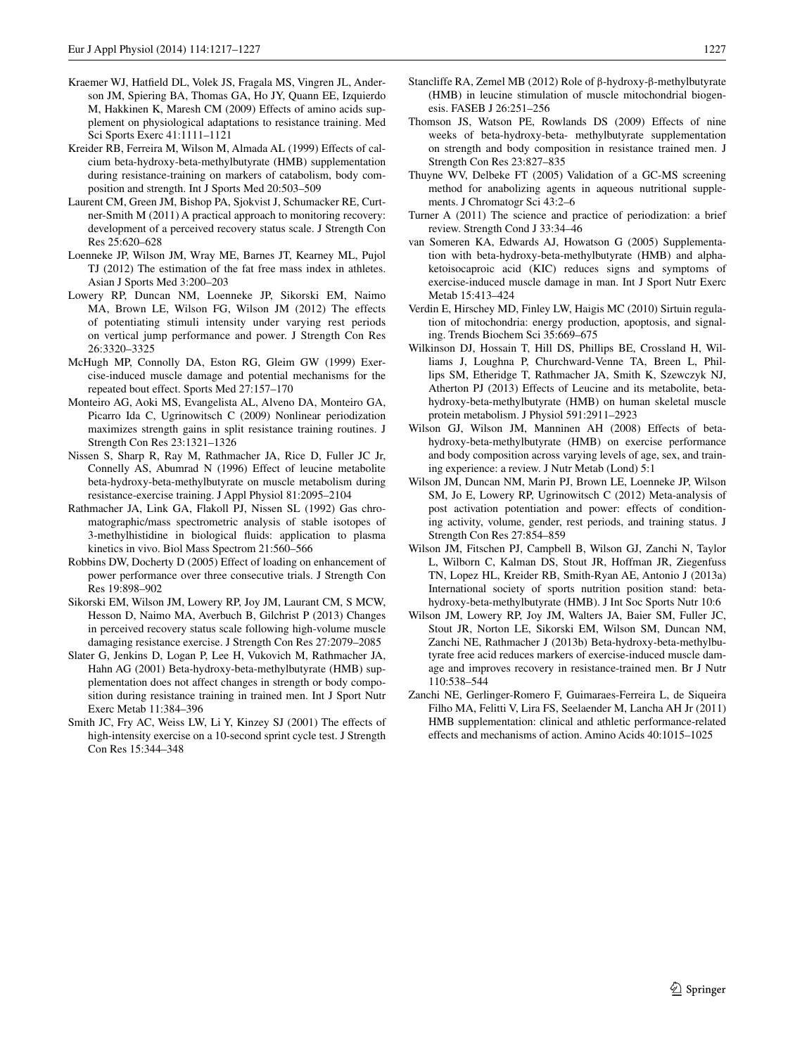Kraemer WJ, Hatfield DL, Volek JS, Fragala MS, Vingren JL, Anderson JM, Spiering BA, Thomas GA, Ho JY, Quann EE, Izquierdo M, Hakkinen K, Maresh CM (2009) Effects of amino acids supplement on physiological adaptations to resistance training. Med Sci Sports Exerc 41:1111–1121

Kreider RB, Ferreira M, Wilson M, Almada AL (1999) Effects of calcium beta-hydroxy-beta-methylbutyrate (HMB) supplementation during resistance-training on markers of catabolism, body composition and strength. Int J Sports Med 20:503–509

Laurent CM, Green JM, Bishop PA, Sjokvist J, Schumacker RE, Curtner-Smith M (2011) A practical approach to monitoring recovery: development of a perceived recovery status scale. J Strength Con Res 25:620–628

Loenneke JP, Wilson JM, Wray ME, Barnes JT, Kearney ML, Pujol TJ (2012) The estimation of the fat free mass index in athletes. Asian J Sports Med 3:200–203

Lowery RP, Duncan NM, Loenneke JP, Sikorski EM, Naimo MA, Brown LE, Wilson FG, Wilson JM (2012) The effects of potentiating stimuli intensity under varying rest periods on vertical jump performance and power. J Strength Con Res 26:3320–3325

McHugh MP, Connolly DA, Eston RG, Gleim GW (1999) Exercise-induced muscle damage and potential mechanisms for the repeated bout effect. Sports Med 27:157–170

Monteiro AG, Aoki MS, Evangelista AL, Alveno DA, Monteiro GA, Picarro Ida C, Ugrinowitsch C (2009) Nonlinear periodization maximizes strength gains in split resistance training routines. J Strength Con Res 23:1321–1326

Nissen S, Sharp R, Ray M, Rathmacher JA, Rice D, Fuller JC Jr, Connelly AS, Abumrad N (1996) Effect of leucine metabolite beta-hydroxy-beta-methylbutyrate on muscle metabolism during resistance-exercise training. J Appl Physiol 81:2095–2104

Rathmacher JA, Link GA, Flakoll PJ, Nissen SL (1992) Gas chromatographic/mass spectrometric analysis of stable isotopes of 3-methylhistidine in biological fluids: application to plasma kinetics in vivo. Biol Mass Spectrom 21:560–566

Robbins DW, Docherty D (2005) Effect of loading on enhancement of power performance over three consecutive trials. J Strength Con Res 19:898–902

Sikorski EM, Wilson JM, Lowery RP, Joy JM, Laurant CM, S MCW, Hesson D, Naimo MA, Averbuch B, Gilchrist P (2013) Changes in perceived recovery status scale following high-volume muscle damaging resistance exercise. J Strength Con Res 27:2079–2085

Slater G, Jenkins D, Logan P, Lee H, Vukovich M, Rathmacher JA, Hahn AG (2001) Beta-hydroxy-beta-methylbutyrate (HMB) supplementation does not affect changes in strength or body composition during resistance training in trained men. Int J Sport Nutr Exerc Metab 11:384–396

Smith JC, Fry AC, Weiss LW, Li Y, Kinzey SJ (2001) The effects of high-intensity exercise on a 10-second sprint cycle test. J Strength Con Res 15:344–348

Stancliffe RA, Zemel MB (2012) Role of β-hydroxy-β-methylbutyrate (HMB) in leucine stimulation of muscle mitochondrial biogenesis. FASEB J 26:251–256

Thomson JS, Watson PE, Rowlands DS (2009) Effects of nine weeks of beta-hydroxy-beta- methylbutyrate supplementation on strength and body composition in resistance trained men. J Strength Con Res 23:827–835

Thuyne WV, Delbeke FT (2005) Validation of a GC-MS screening method for anabolizing agents in aqueous nutritional supplements. J Chromatogr Sci 43:2–6

Turner A (2011) The science and practice of periodization: a brief review. Strength Cond J 33:34–46

van Someren KA, Edwards AJ, Howatson G (2005) Supplementation with beta-hydroxy-beta-methylbutyrate (HMB) and alpha-ketoisocaproic acid (KIC) reduces signs and symptoms of exercise-induced muscle damage in man. Int J Sport Nutr Exerc Metab 15:413–424

Verdin E, Hirschey MD, Finley LW, Haigis MC (2010) Sirtuin regulation of mitochondria: energy production, apoptosis, and signaling. Trends Biochem Sci 35:669–675

Wilkinson DJ, Hossain T, Hill DS, Phillips BE, Crossland H, Williams J, Loughna P, Churchward-Venne TA, Breen L, Phillips SM, Etheridge T, Rathmacher JA, Smith K, Szewczyk NJ, Atherton PJ (2013) Effects of Leucine and its metabolite, beta-hydroxy-beta-methylbutyrate (HMB) on human skeletal muscle protein metabolism. J Physiol 591:2911–2923

Wilson GJ, Wilson JM, Manninen AH (2008) Effects of beta-hydroxy-beta-methylbutyrate (HMB) on exercise performance and body composition across varying levels of age, sex, and training experience: a review. J Nutr Metab (Lond) 5:1

Wilson JM, Duncan NM, Marin PJ, Brown LE, Loenneke JP, Wilson SM, Jo E, Lowery RP, Ugrinowitsch C (2012) Meta-analysis of post activation potentiation and power: effects of conditioning activity, volume, gender, rest periods, and training status. J Strength Con Res 27:854–859

Wilson JM, Fitschen PJ, Campbell B, Wilson GJ, Zanchi N, Taylor L, Wilborn C, Kalman DS, Stout JR, Hoffman JR, Ziegenfuss TN, Lopez HL, Kreider RB, Smith-Ryan AE, Antonio J (2013a) International society of sports nutrition position stand: beta-hydroxy-beta-methylbutyrate (HMB). J Int Soc Sports Nutr 10:6

Wilson JM, Lowery RP, Joy JM, Walters JA, Baier SM, Fuller JC, Stout JR, Norton LE, Sikorski EM, Wilson SM, Duncan NM, Zanchi NE, Rathmacher J (2013b) Beta-hydroxy-beta-methylbutyrate free acid reduces markers of exercise-induced muscle damage and improves recovery in resistance-trained men. Br J Nutr 110:538–544

Zanchi NE, Gerlinger-Romero F, Guimaraes-Ferreira L, de Siqueira Filho MA, Felitti V, Lira FS, Seelaender M, Lancha AH Jr (2011) HMB supplementation: clinical and athletic performance-related effects and mechanisms of action. Amino Acids 40:1015–1025